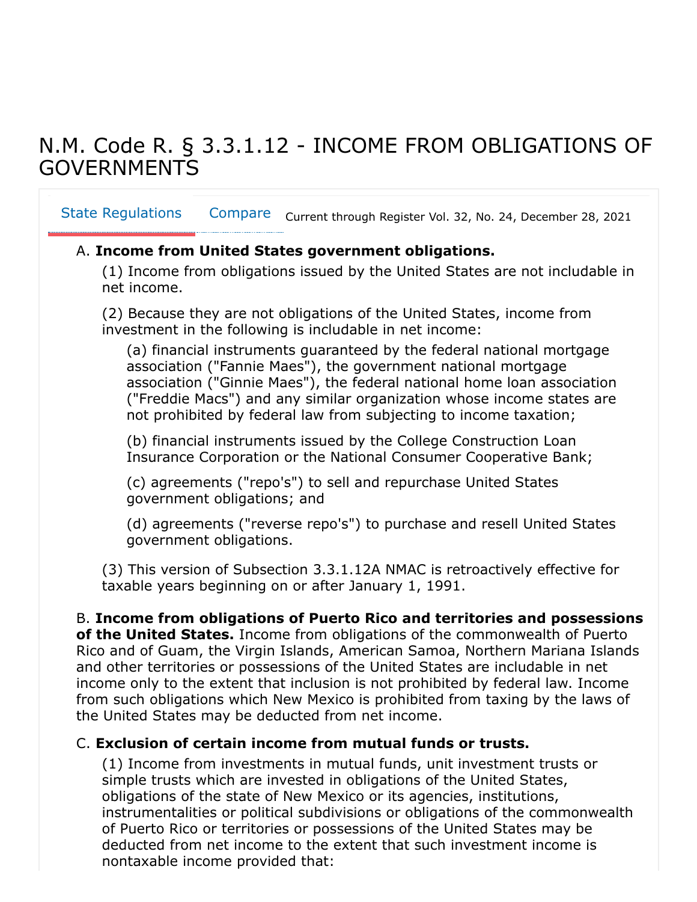# N.M. Code R. § 3.3.1.12 - INCOME FROM OBLIGATIONS OF GOVERNMENTS

State Regulations    Compare    Current through Register Vol. 32, No. 24, December 28, 2021

A. **Income from United States government obligations.**

(1) Income from obligations issued by the United States are not includable in net income.

(2) Because they are not obligations of the United States, income from investment in the following is includable in net income:

(a) financial instruments guaranteed by the federal national mortgage association ("Fannie Maes"), the government national mortgage association ("Ginnie Maes"), the federal national home loan association ("Freddie Macs") and any similar organization whose income states are not prohibited by federal law from subjecting to income taxation;

(b) financial instruments issued by the College Construction Loan Insurance Corporation or the National Consumer Cooperative Bank;

(c) agreements ("repo's") to sell and repurchase United States government obligations; and

(d) agreements ("reverse repo's") to purchase and resell United States government obligations.

(3) This version of Subsection 3.3.1.12A NMAC is retroactively effective for taxable years beginning on or after January 1, 1991.

B. **Income from obligations of Puerto Rico and territories and possessions of the United States.** Income from obligations of the commonwealth of Puerto Rico and of Guam, the Virgin Islands, American Samoa, Northern Mariana Islands and other territories or possessions of the United States are includable in net income only to the extent that inclusion is not prohibited by federal law. Income from such obligations which New Mexico is prohibited from taxing by the laws of the United States may be deducted from net income.

C. **Exclusion of certain income from mutual funds or trusts.**

(1) Income from investments in mutual funds, unit investment trusts or simple trusts which are invested in obligations of the United States, obligations of the state of New Mexico or its agencies, institutions, instrumentalities or political subdivisions or obligations of the commonwealth of Puerto Rico or territories or possessions of the United States may be deducted from net income to the extent that such investment income is nontaxable income provided that: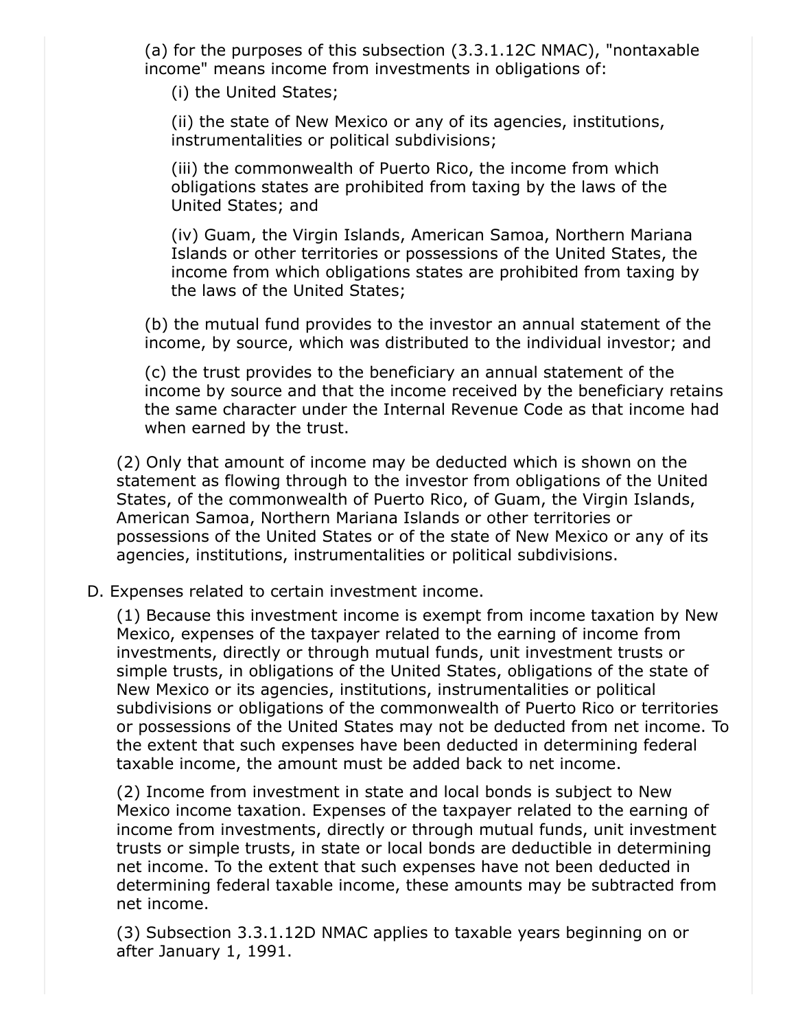(a) for the purposes of this subsection (3.3.1.12C NMAC), "nontaxable income" means income from investments in obligations of:

(i) the United States;

(ii) the state of New Mexico or any of its agencies, institutions, instrumentalities or political subdivisions;

(iii) the commonwealth of Puerto Rico, the income from which obligations states are prohibited from taxing by the laws of the United States; and

(iv) Guam, the Virgin Islands, American Samoa, Northern Mariana Islands or other territories or possessions of the United States, the income from which obligations states are prohibited from taxing by the laws of the United States;

(b) the mutual fund provides to the investor an annual statement of the income, by source, which was distributed to the individual investor; and

(c) the trust provides to the beneficiary an annual statement of the income by source and that the income received by the beneficiary retains the same character under the Internal Revenue Code as that income had when earned by the trust.

(2) Only that amount of income may be deducted which is shown on the statement as flowing through to the investor from obligations of the United States, of the commonwealth of Puerto Rico, of Guam, the Virgin Islands, American Samoa, Northern Mariana Islands or other territories or possessions of the United States or of the state of New Mexico or any of its agencies, institutions, instrumentalities or political subdivisions.

D. Expenses related to certain investment income.

(1) Because this investment income is exempt from income taxation by New Mexico, expenses of the taxpayer related to the earning of income from investments, directly or through mutual funds, unit investment trusts or simple trusts, in obligations of the United States, obligations of the state of New Mexico or its agencies, institutions, instrumentalities or political subdivisions or obligations of the commonwealth of Puerto Rico or territories or possessions of the United States may not be deducted from net income. To the extent that such expenses have been deducted in determining federal taxable income, the amount must be added back to net income.

(2) Income from investment in state and local bonds is subject to New Mexico income taxation. Expenses of the taxpayer related to the earning of income from investments, directly or through mutual funds, unit investment trusts or simple trusts, in state or local bonds are deductible in determining net income. To the extent that such expenses have not been deducted in determining federal taxable income, these amounts may be subtracted from net income.

(3) Subsection 3.3.1.12D NMAC applies to taxable years beginning on or after January 1, 1991.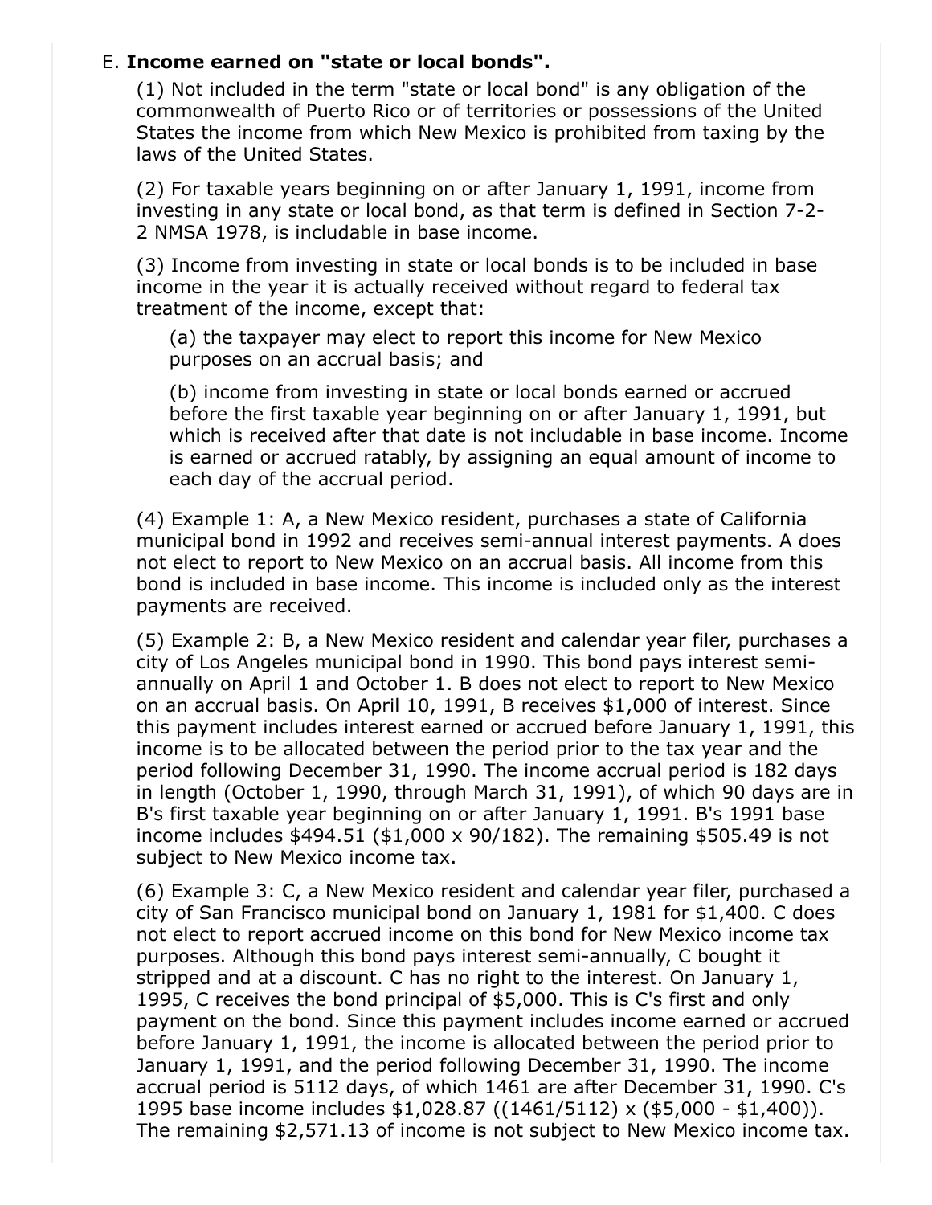E. **Income earned on "state or local bonds".**

(1) Not included in the term "state or local bond" is any obligation of the commonwealth of Puerto Rico or of territories or possessions of the United States the income from which New Mexico is prohibited from taxing by the laws of the United States.

(2) For taxable years beginning on or after January 1, 1991, income from investing in any state or local bond, as that term is defined in Section 7-2-2 NMSA 1978, is includable in base income.

(3) Income from investing in state or local bonds is to be included in base income in the year it is actually received without regard to federal tax treatment of the income, except that:

(a) the taxpayer may elect to report this income for New Mexico purposes on an accrual basis; and

(b) income from investing in state or local bonds earned or accrued before the first taxable year beginning on or after January 1, 1991, but which is received after that date is not includable in base income. Income is earned or accrued ratably, by assigning an equal amount of income to each day of the accrual period.

(4) Example 1: A, a New Mexico resident, purchases a state of California municipal bond in 1992 and receives semi-annual interest payments. A does not elect to report to New Mexico on an accrual basis. All income from this bond is included in base income. This income is included only as the interest payments are received.

(5) Example 2: B, a New Mexico resident and calendar year filer, purchases a city of Los Angeles municipal bond in 1990. This bond pays interest semi-annually on April 1 and October 1. B does not elect to report to New Mexico on an accrual basis. On April 10, 1991, B receives $1,000 of interest. Since this payment includes interest earned or accrued before January 1, 1991, this income is to be allocated between the period prior to the tax year and the period following December 31, 1990. The income accrual period is 182 days in length (October 1, 1990, through March 31, 1991), of which 90 days are in B's first taxable year beginning on or after January 1, 1991. B's 1991 base income includes $494.51 ($1,000 x 90/182). The remaining $505.49 is not subject to New Mexico income tax.

(6) Example 3: C, a New Mexico resident and calendar year filer, purchased a city of San Francisco municipal bond on January 1, 1981 for $1,400. C does not elect to report accrued income on this bond for New Mexico income tax purposes. Although this bond pays interest semi-annually, C bought it stripped and at a discount. C has no right to the interest. On January 1, 1995, C receives the bond principal of $5,000. This is C's first and only payment on the bond. Since this payment includes income earned or accrued before January 1, 1991, the income is allocated between the period prior to January 1, 1991, and the period following December 31, 1990. The income accrual period is 5112 days, of which 1461 are after December 31, 1990. C's 1995 base income includes $1,028.87 ((1461/5112) x ($5,000 - $1,400)). The remaining $2,571.13 of income is not subject to New Mexico income tax.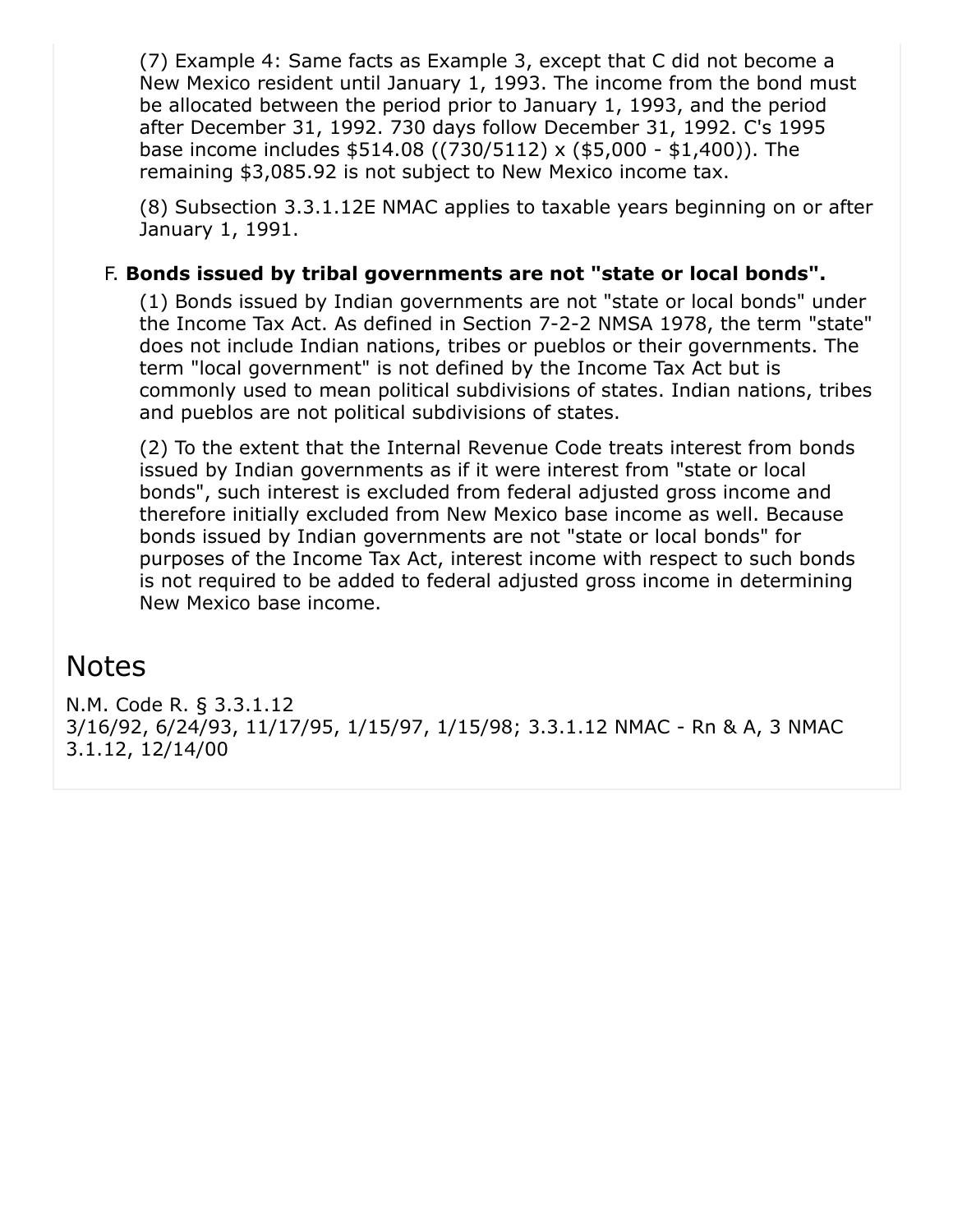(7) Example 4: Same facts as Example 3, except that C did not become a New Mexico resident until January 1, 1993. The income from the bond must be allocated between the period prior to January 1, 1993, and the period after December 31, 1992. 730 days follow December 31, 1992. C's 1995 base income includes $514.08 ((730/5112) x ($5,000 - $1,400)). The remaining $3,085.92 is not subject to New Mexico income tax.

(8) Subsection 3.3.1.12E NMAC applies to taxable years beginning on or after January 1, 1991.

F. **Bonds issued by tribal governments are not "state or local bonds".**

(1) Bonds issued by Indian governments are not "state or local bonds" under the Income Tax Act. As defined in Section 7-2-2 NMSA 1978, the term "state" does not include Indian nations, tribes or pueblos or their governments. The term "local government" is not defined by the Income Tax Act but is commonly used to mean political subdivisions of states. Indian nations, tribes and pueblos are not political subdivisions of states.

(2) To the extent that the Internal Revenue Code treats interest from bonds issued by Indian governments as if it were interest from "state or local bonds", such interest is excluded from federal adjusted gross income and therefore initially excluded from New Mexico base income as well. Because bonds issued by Indian governments are not "state or local bonds" for purposes of the Income Tax Act, interest income with respect to such bonds is not required to be added to federal adjusted gross income in determining New Mexico base income.

## Notes

N.M. Code R. § 3.3.1.12
3/16/92, 6/24/93, 11/17/95, 1/15/97, 1/15/98; 3.3.1.12 NMAC - Rn & A, 3 NMAC 3.1.12, 12/14/00